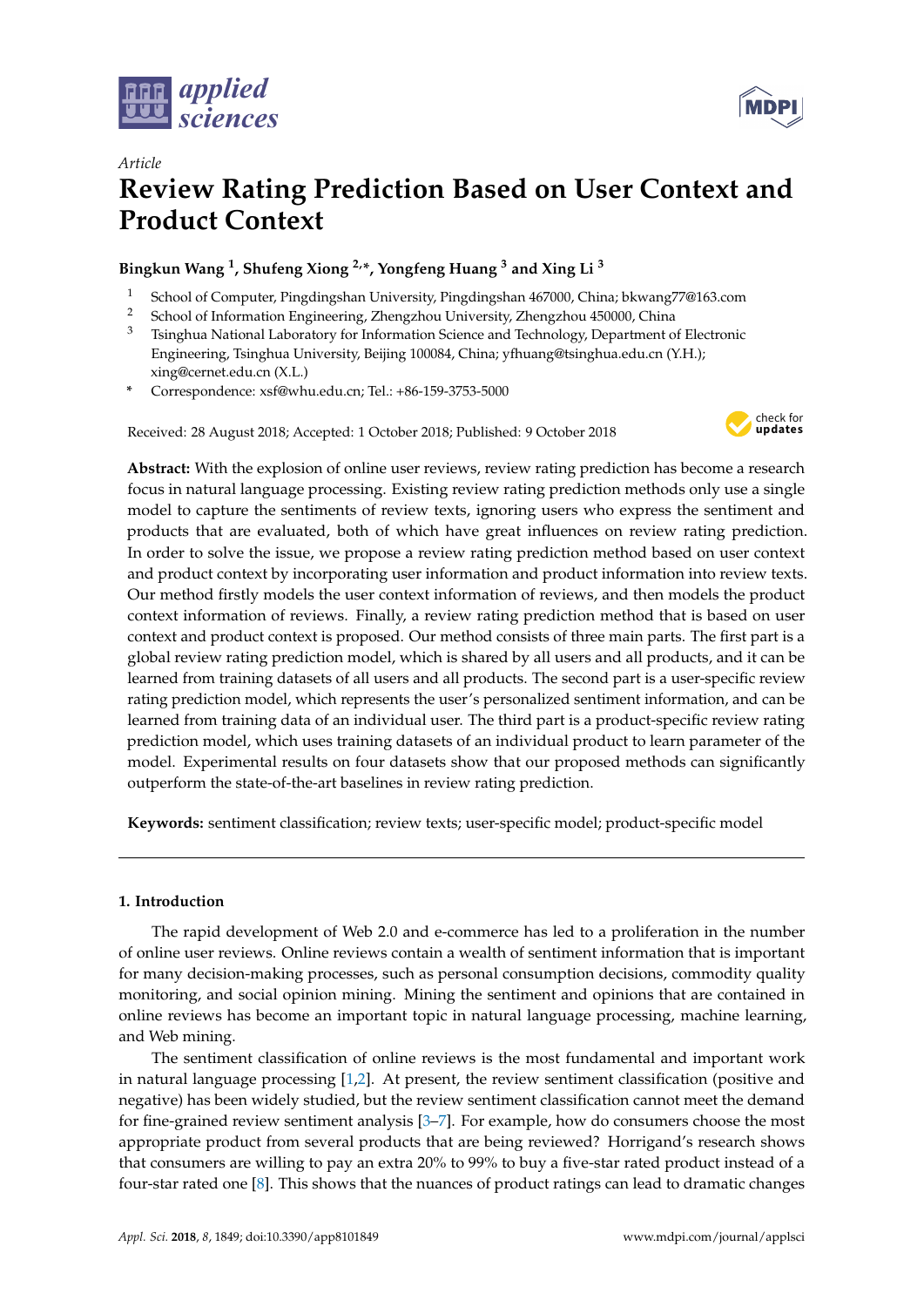Article

# Review Rating Prediction Based on User Context and Product Context

**Bingkun Wang [1], Shufeng Xiong [2,*], Yongfeng Huang [3] and Xing Li [3]**

1. School of Computer, Pingdingshan University, Pingdingshan 467000, China; bkwang77@163.com
2. School of Information Engineering, Zhengzhou University, Zhengzhou 450000, China
3. Tsinghua National Laboratory for Information Science and Technology, Department of Electronic Engineering, Tsinghua University, Beijing 100084, China; yfhuang@tsinghua.edu.cn (Y.H.); xing@cernet.edu.cn (X.L.)

\* Correspondence: xsf@whu.edu.cn; Tel.: +86-159-3753-5000

Received: 28 August 2018; Accepted: 1 October 2018; Published: 9 October 2018

**Abstract:** With the explosion of online user reviews, review rating prediction has become a research focus in natural language processing. Existing review rating prediction methods only use a single model to capture the sentiments of review texts, ignoring users who express the sentiment and products that are evaluated, both of which have great influences on review rating prediction. In order to solve the issue, we propose a review rating prediction method based on user context and product context by incorporating user information and product information into review texts. Our method firstly models the user context information of reviews, and then models the product context information of reviews. Finally, a review rating prediction method that is based on user context and product context is proposed. Our method consists of three main parts. The first part is a global review rating prediction model, which is shared by all users and all products, and it can be learned from training datasets of all users and all products. The second part is a user-specific review rating prediction model, which represents the user's personalized sentiment information, and can be learned from training data of an individual user. The third part is a product-specific review rating prediction model, which uses training datasets of an individual product to learn parameter of the model. Experimental results on four datasets show that our proposed methods can significantly outperform the state-of-the-art baselines in review rating prediction.

**Keywords:** sentiment classification; review texts; user-specific model; product-specific model

## 1. Introduction

The rapid development of Web 2.0 and e-commerce has led to a proliferation in the number of online user reviews. Online reviews contain a wealth of sentiment information that is important for many decision-making processes, such as personal consumption decisions, commodity quality monitoring, and social opinion mining. Mining the sentiment and opinions that are contained in online reviews has become an important topic in natural language processing, machine learning, and Web mining.

The sentiment classification of online reviews is the most fundamental and important work in natural language processing [1,2]. At present, the review sentiment classification (positive and negative) has been widely studied, but the review sentiment classification cannot meet the demand for fine-grained review sentiment analysis [3–7]. For example, how do consumers choose the most appropriate product from several products that are being reviewed? Horrigand's research shows that consumers are willing to pay an extra 20% to 99% to buy a five-star rated product instead of a four-star rated one [8]. This shows that the nuances of product ratings can lead to dramatic changes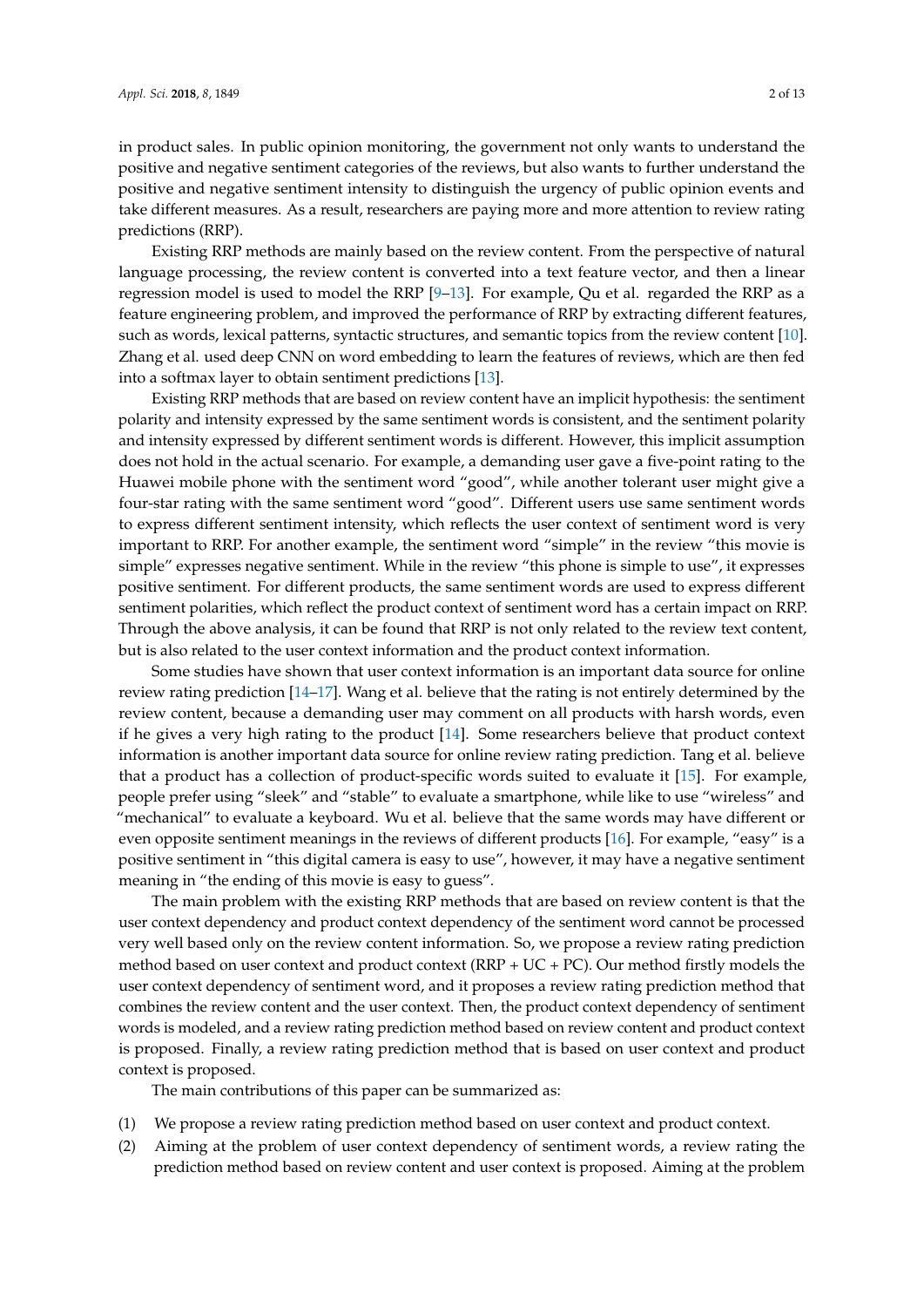in product sales. In public opinion monitoring, the government not only wants to understand the positive and negative sentiment categories of the reviews, but also wants to further understand the positive and negative sentiment intensity to distinguish the urgency of public opinion events and take different measures. As a result, researchers are paying more and more attention to review rating predictions (RRP).

Existing RRP methods are mainly based on the review content. From the perspective of natural language processing, the review content is converted into a text feature vector, and then a linear regression model is used to model the RRP [9–13]. For example, Qu et al. regarded the RRP as a feature engineering problem, and improved the performance of RRP by extracting different features, such as words, lexical patterns, syntactic structures, and semantic topics from the review content [10]. Zhang et al. used deep CNN on word embedding to learn the features of reviews, which are then fed into a softmax layer to obtain sentiment predictions [13].

Existing RRP methods that are based on review content have an implicit hypothesis: the sentiment polarity and intensity expressed by the same sentiment words is consistent, and the sentiment polarity and intensity expressed by different sentiment words is different. However, this implicit assumption does not hold in the actual scenario. For example, a demanding user gave a five-point rating to the Huawei mobile phone with the sentiment word "good", while another tolerant user might give a four-star rating with the same sentiment word "good". Different users use same sentiment words to express different sentiment intensity, which reflects the user context of sentiment word is very important to RRP. For another example, the sentiment word "simple" in the review "this movie is simple" expresses negative sentiment. While in the review "this phone is simple to use", it expresses positive sentiment. For different products, the same sentiment words are used to express different sentiment polarities, which reflect the product context of sentiment word has a certain impact on RRP. Through the above analysis, it can be found that RRP is not only related to the review text content, but is also related to the user context information and the product context information.

Some studies have shown that user context information is an important data source for online review rating prediction [14–17]. Wang et al. believe that the rating is not entirely determined by the review content, because a demanding user may comment on all products with harsh words, even if he gives a very high rating to the product [14]. Some researchers believe that product context information is another important data source for online review rating prediction. Tang et al. believe that a product has a collection of product-specific words suited to evaluate it [15]. For example, people prefer using "sleek" and "stable" to evaluate a smartphone, while like to use "wireless" and "mechanical" to evaluate a keyboard. Wu et al. believe that the same words may have different or even opposite sentiment meanings in the reviews of different products [16]. For example, "easy" is a positive sentiment in "this digital camera is easy to use", however, it may have a negative sentiment meaning in "the ending of this movie is easy to guess".

The main problem with the existing RRP methods that are based on review content is that the user context dependency and product context dependency of the sentiment word cannot be processed very well based only on the review content information. So, we propose a review rating prediction method based on user context and product context (RRP + UC + PC). Our method firstly models the user context dependency of sentiment word, and it proposes a review rating prediction method that combines the review content and the user context. Then, the product context dependency of sentiment words is modeled, and a review rating prediction method based on review content and product context is proposed. Finally, a review rating prediction method that is based on user context and product context is proposed.

The main contributions of this paper can be summarized as:

(1) We propose a review rating prediction method based on user context and product context.
(2) Aiming at the problem of user context dependency of sentiment words, a review rating the prediction method based on review content and user context is proposed. Aiming at the problem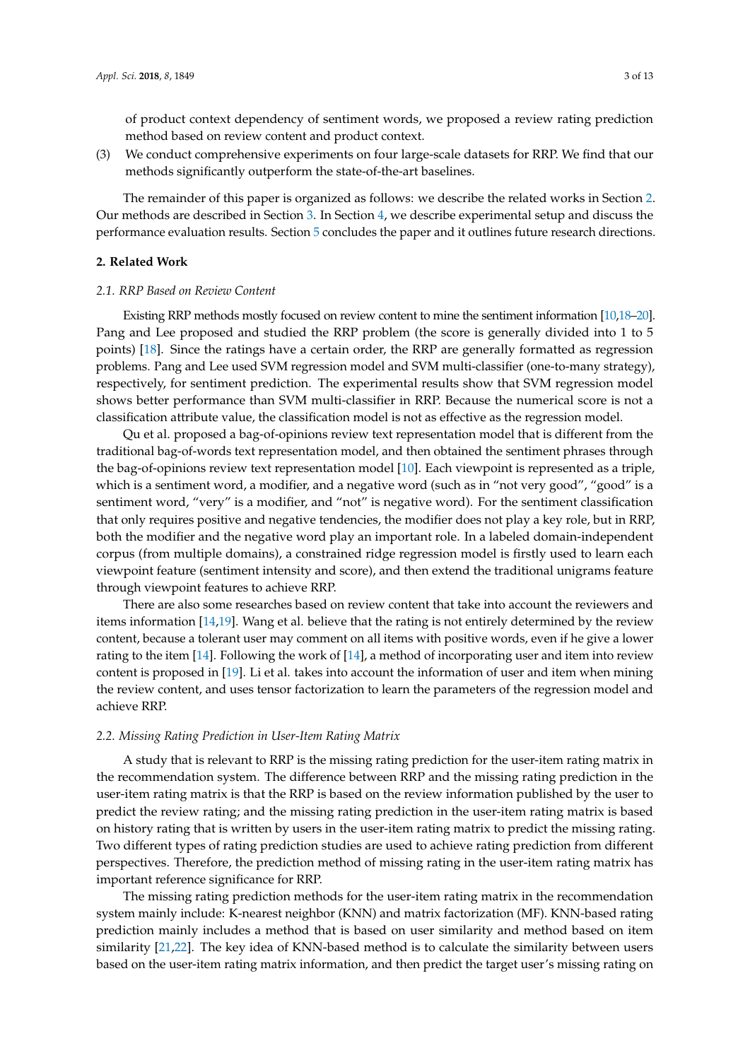of product context dependency of sentiment words, we proposed a review rating prediction method based on review content and product context.

(3) We conduct comprehensive experiments on four large-scale datasets for RRP. We find that our methods significantly outperform the state-of-the-art baselines.

The remainder of this paper is organized as follows: we describe the related works in Section 2. Our methods are described in Section 3. In Section 4, we describe experimental setup and discuss the performance evaluation results. Section 5 concludes the paper and it outlines future research directions.

## 2. Related Work

### *2.1. RRP Based on Review Content*

Existing RRP methods mostly focused on review content to mine the sentiment information [10,18–20]. Pang and Lee proposed and studied the RRP problem (the score is generally divided into 1 to 5 points) [18]. Since the ratings have a certain order, the RRP are generally formatted as regression problems. Pang and Lee used SVM regression model and SVM multi-classifier (one-to-many strategy), respectively, for sentiment prediction. The experimental results show that SVM regression model shows better performance than SVM multi-classifier in RRP. Because the numerical score is not a classification attribute value, the classification model is not as effective as the regression model.

Qu et al. proposed a bag-of-opinions review text representation model that is different from the traditional bag-of-words text representation model, and then obtained the sentiment phrases through the bag-of-opinions review text representation model [10]. Each viewpoint is represented as a triple, which is a sentiment word, a modifier, and a negative word (such as in "not very good", "good" is a sentiment word, "very" is a modifier, and "not" is negative word). For the sentiment classification that only requires positive and negative tendencies, the modifier does not play a key role, but in RRP, both the modifier and the negative word play an important role. In a labeled domain-independent corpus (from multiple domains), a constrained ridge regression model is firstly used to learn each viewpoint feature (sentiment intensity and score), and then extend the traditional unigrams feature through viewpoint features to achieve RRP.

There are also some researches based on review content that take into account the reviewers and items information [14,19]. Wang et al. believe that the rating is not entirely determined by the review content, because a tolerant user may comment on all items with positive words, even if he give a lower rating to the item [14]. Following the work of [14], a method of incorporating user and item into review content is proposed in [19]. Li et al. takes into account the information of user and item when mining the review content, and uses tensor factorization to learn the parameters of the regression model and achieve RRP.

### *2.2. Missing Rating Prediction in User-Item Rating Matrix*

A study that is relevant to RRP is the missing rating prediction for the user-item rating matrix in the recommendation system. The difference between RRP and the missing rating prediction in the user-item rating matrix is that the RRP is based on the review information published by the user to predict the review rating; and the missing rating prediction in the user-item rating matrix is based on history rating that is written by users in the user-item rating matrix to predict the missing rating. Two different types of rating prediction studies are used to achieve rating prediction from different perspectives. Therefore, the prediction method of missing rating in the user-item rating matrix has important reference significance for RRP.

The missing rating prediction methods for the user-item rating matrix in the recommendation system mainly include: K-nearest neighbor (KNN) and matrix factorization (MF). KNN-based rating prediction mainly includes a method that is based on user similarity and method based on item similarity [21,22]. The key idea of KNN-based method is to calculate the similarity between users based on the user-item rating matrix information, and then predict the target user's missing rating on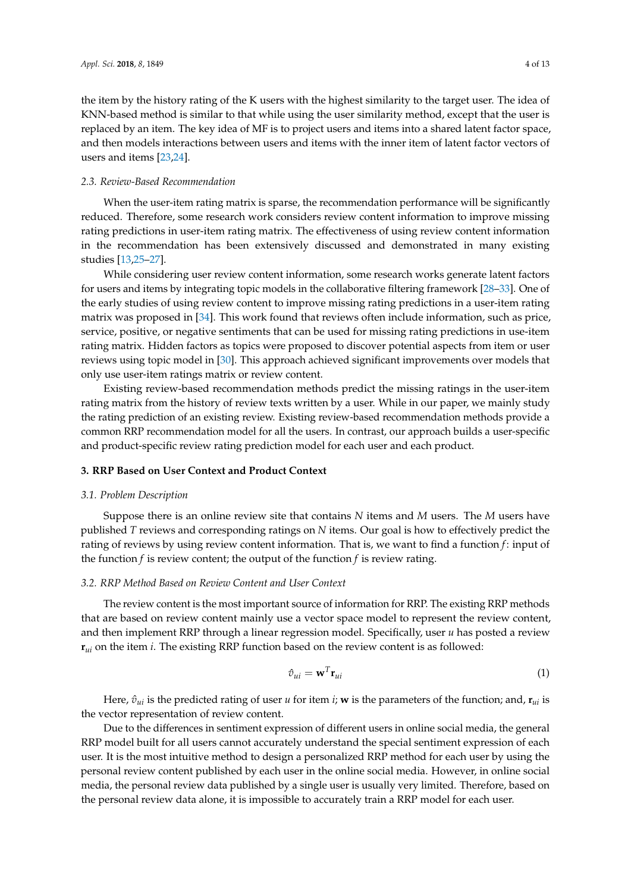the item by the history rating of the K users with the highest similarity to the target user. The idea of KNN-based method is similar to that while using the user similarity method, except that the user is replaced by an item. The key idea of MF is to project users and items into a shared latent factor space, and then models interactions between users and items with the inner item of latent factor vectors of users and items [23,24].

### 2.3. Review-Based Recommendation

When the user-item rating matrix is sparse, the recommendation performance will be significantly reduced. Therefore, some research work considers review content information to improve missing rating predictions in user-item rating matrix. The effectiveness of using review content information in the recommendation has been extensively discussed and demonstrated in many existing studies [13,25–27].

While considering user review content information, some research works generate latent factors for users and items by integrating topic models in the collaborative filtering framework [28–33]. One of the early studies of using review content to improve missing rating predictions in a user-item rating matrix was proposed in [34]. This work found that reviews often include information, such as price, service, positive, or negative sentiments that can be used for missing rating predictions in use-item rating matrix. Hidden factors as topics were proposed to discover potential aspects from item or user reviews using topic model in [30]. This approach achieved significant improvements over models that only use user-item ratings matrix or review content.

Existing review-based recommendation methods predict the missing ratings in the user-item rating matrix from the history of review texts written by a user. While in our paper, we mainly study the rating prediction of an existing review. Existing review-based recommendation methods provide a common RRP recommendation model for all the users. In contrast, our approach builds a user-specific and product-specific review rating prediction model for each user and each product.

## 3. RRP Based on User Context and Product Context

### 3.1. Problem Description

Suppose there is an online review site that contains $N$ items and $M$ users. The $M$ users have published $T$ reviews and corresponding ratings on $N$ items. Our goal is how to effectively predict the rating of reviews by using review content information. That is, we want to find a function $f$: input of the function $f$ is review content; the output of the function $f$ is review rating.

### 3.2. RRP Method Based on Review Content and User Context

The review content is the most important source of information for RRP. The existing RRP methods that are based on review content mainly use a vector space model to represent the review content, and then implement RRP through a linear regression model. Specifically, user $u$ has posted a review $\mathbf{r}_{ui}$ on the item $i$. The existing RRP function based on the review content is as followed:

$$\hat{v}_{ui} = \mathbf{w}^T \mathbf{r}_{ui} \tag{1}$$

Here, $\hat{v}_{ui}$ is the predicted rating of user $u$ for item $i$; $\mathbf{w}$ is the parameters of the function; and, $\mathbf{r}_{ui}$ is the vector representation of review content.

Due to the differences in sentiment expression of different users in online social media, the general RRP model built for all users cannot accurately understand the special sentiment expression of each user. It is the most intuitive method to design a personalized RRP method for each user by using the personal review content published by each user in the online social media. However, in online social media, the personal review data published by a single user is usually very limited. Therefore, based on the personal review data alone, it is impossible to accurately train a RRP model for each user.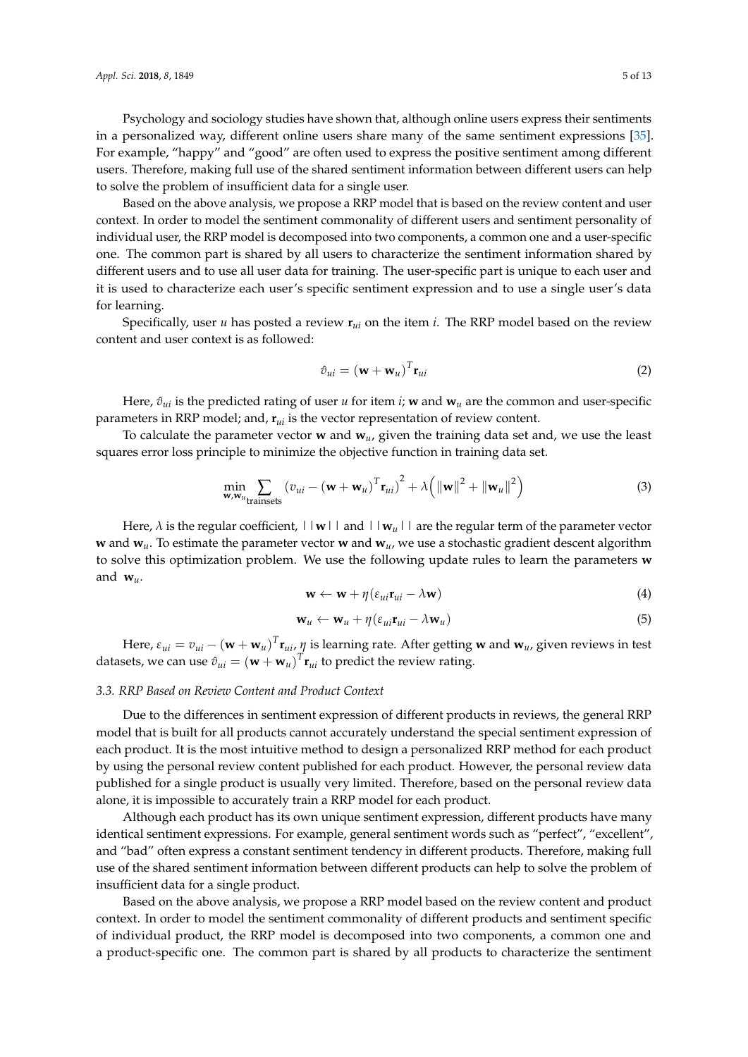Psychology and sociology studies have shown that, although online users express their sentiments in a personalized way, different online users share many of the same sentiment expressions [35]. For example, "happy" and "good" are often used to express the positive sentiment among different users. Therefore, making full use of the shared sentiment information between different users can help to solve the problem of insufficient data for a single user.

Based on the above analysis, we propose a RRP model that is based on the review content and user context. In order to model the sentiment commonality of different users and sentiment personality of individual user, the RRP model is decomposed into two components, a common one and a user-specific one. The common part is shared by all users to characterize the sentiment information shared by different users and to use all user data for training. The user-specific part is unique to each user and it is used to characterize each user's specific sentiment expression and to use a single user's data for learning.

Specifically, user $u$ has posted a review $\mathbf{r}_{ui}$ on the item $i$. The RRP model based on the review content and user context is as followed:

$$\hat{v}_{ui} = (\mathbf{w} + \mathbf{w}_u)^T \mathbf{r}_{ui} \tag{2}$$

Here, $\hat{v}_{ui}$ is the predicted rating of user $u$ for item $i$; $\mathbf{w}$ and $\mathbf{w}_u$ are the common and user-specific parameters in RRP model; and, $\mathbf{r}_{ui}$ is the vector representation of review content.

To calculate the parameter vector $\mathbf{w}$ and $\mathbf{w}_u$, given the training data set and, we use the least squares error loss principle to minimize the objective function in training data set.

$$\min_{\mathbf{w}, \mathbf{w}_u} \sum_{\text{trainsets}} \left(v_{ui} - (\mathbf{w} + \mathbf{w}_u)^T \mathbf{r}_{ui}\right)^2 + \lambda\left(\|\mathbf{w}\|^2 + \|\mathbf{w}_u\|^2\right) \tag{3}$$

Here, $\lambda$ is the regular coefficient, $||\mathbf{w}||$ and $||\mathbf{w}_u||$ are the regular term of the parameter vector $\mathbf{w}$ and $\mathbf{w}_u$. To estimate the parameter vector $\mathbf{w}$ and $\mathbf{w}_u$, we use a stochastic gradient descent algorithm to solve this optimization problem. We use the following update rules to learn the parameters $\mathbf{w}$ and $\mathbf{w}_u$.

$$\mathbf{w} \leftarrow \mathbf{w} + \eta(\varepsilon_{ui}\mathbf{r}_{ui} - \lambda\mathbf{w}) \tag{4}$$

$$\mathbf{w}_u \leftarrow \mathbf{w}_u + \eta(\varepsilon_{ui}\mathbf{r}_{ui} - \lambda\mathbf{w}_u) \tag{5}$$

Here, $\varepsilon_{ui} = v_{ui} - (\mathbf{w} + \mathbf{w}_u)^T \mathbf{r}_{ui}$, $\eta$ is learning rate. After getting $\mathbf{w}$ and $\mathbf{w}_u$, given reviews in test datasets, we can use $\hat{v}_{ui} = (\mathbf{w} + \mathbf{w}_u)^T \mathbf{r}_{ui}$ to predict the review rating.

### 3.3. RRP Based on Review Content and Product Context

Due to the differences in sentiment expression of different products in reviews, the general RRP model that is built for all products cannot accurately understand the special sentiment expression of each product. It is the most intuitive method to design a personalized RRP method for each product by using the personal review content published for each product. However, the personal review data published for a single product is usually very limited. Therefore, based on the personal review data alone, it is impossible to accurately train a RRP model for each product.

Although each product has its own unique sentiment expression, different products have many identical sentiment expressions. For example, general sentiment words such as "perfect", "excellent", and "bad" often express a constant sentiment tendency in different products. Therefore, making full use of the shared sentiment information between different products can help to solve the problem of insufficient data for a single product.

Based on the above analysis, we propose a RRP model based on the review content and product context. In order to model the sentiment commonality of different products and sentiment specific of individual product, the RRP model is decomposed into two components, a common one and a product-specific one. The common part is shared by all products to characterize the sentiment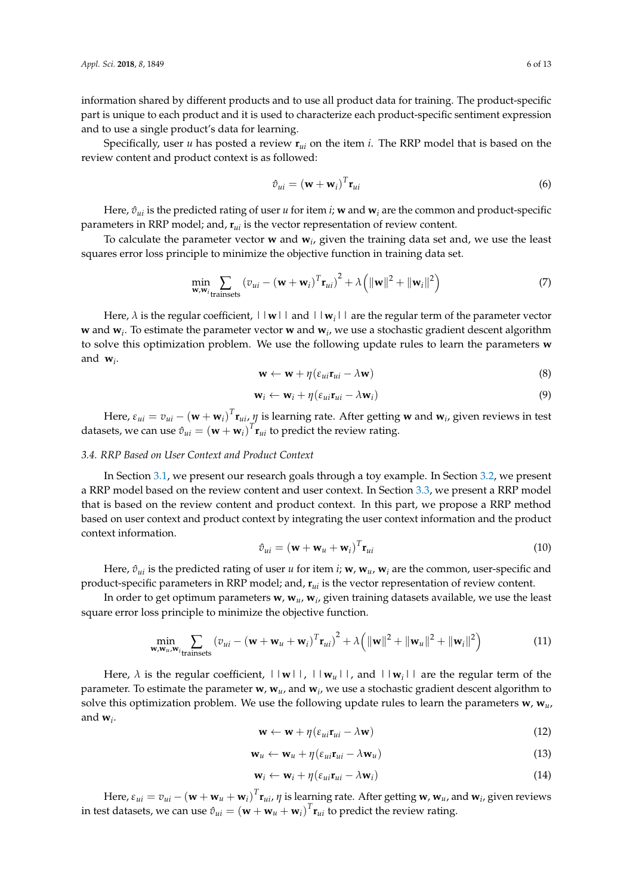information shared by different products and to use all product data for training. The product-specific part is unique to each product and it is used to characterize each product-specific sentiment expression and to use a single product's data for learning.

Specifically, user $u$ has posted a review $\mathbf{r}_{ui}$ on the item $i$. The RRP model that is based on the review content and product context is as followed:

$$\hat{v}_{ui} = (\mathbf{w} + \mathbf{w}_i)^T \mathbf{r}_{ui} \tag{6}$$

Here, $\hat{v}_{ui}$ is the predicted rating of user $u$ for item $i$; $\mathbf{w}$ and $\mathbf{w}_i$ are the common and product-specific parameters in RRP model; and, $\mathbf{r}_{ui}$ is the vector representation of review content.

To calculate the parameter vector $\mathbf{w}$ and $\mathbf{w}_i$, given the training data set and, we use the least squares error loss principle to minimize the objective function in training data set.

$$\min_{\mathbf{w},\mathbf{w}_i} \sum_{\text{trainsets}} \left(v_{ui} - (\mathbf{w} + \mathbf{w}_i)^T \mathbf{r}_{ui}\right)^2 + \lambda\left(\|\mathbf{w}\|^2 + \|\mathbf{w}_i\|^2\right) \tag{7}$$

Here, $\lambda$ is the regular coefficient, $||\mathbf{w}||$ and $||\mathbf{w}_i||$ are the regular term of the parameter vector $\mathbf{w}$ and $\mathbf{w}_i$. To estimate the parameter vector $\mathbf{w}$ and $\mathbf{w}_i$, we use a stochastic gradient descent algorithm to solve this optimization problem. We use the following update rules to learn the parameters $\mathbf{w}$ and $\mathbf{w}_i$.

$$\mathbf{w} \leftarrow \mathbf{w} + \eta(\varepsilon_{ui}\mathbf{r}_{ui} - \lambda\mathbf{w}) \tag{8}$$

$$\mathbf{w}_i \leftarrow \mathbf{w}_i + \eta(\varepsilon_{ui}\mathbf{r}_{ui} - \lambda\mathbf{w}_i) \tag{9}$$

Here, $\varepsilon_{ui} = v_{ui} - (\mathbf{w} + \mathbf{w}_i)^T \mathbf{r}_{ui}$, $\eta$ is learning rate. After getting $\mathbf{w}$ and $\mathbf{w}_i$, given reviews in test datasets, we can use $\hat{v}_{ui} = (\mathbf{w} + \mathbf{w}_i)^T \mathbf{r}_{ui}$ to predict the review rating.

### 3.4. RRP Based on User Context and Product Context

In Section 3.1, we present our research goals through a toy example. In Section 3.2, we present a RRP model based on the review content and user context. In Section 3.3, we present a RRP model that is based on the review content and product context. In this part, we propose a RRP method based on user context and product context by integrating the user context information and the product context information.

$$\hat{v}_{ui} = (\mathbf{w} + \mathbf{w}_u + \mathbf{w}_i)^T \mathbf{r}_{ui} \tag{10}$$

Here, $\hat{v}_{ui}$ is the predicted rating of user $u$ for item $i$; $\mathbf{w}$, $\mathbf{w}_u$, $\mathbf{w}_i$ are the common, user-specific and product-specific parameters in RRP model; and, $\mathbf{r}_{ui}$ is the vector representation of review content.

In order to get optimum parameters $\mathbf{w}$, $\mathbf{w}_u$, $\mathbf{w}_i$, given training datasets available, we use the least square error loss principle to minimize the objective function.

$$\min_{\mathbf{w},\mathbf{w}_u,\mathbf{w}_i} \sum_{\text{trainsets}} \left(v_{ui} - (\mathbf{w} + \mathbf{w}_u + \mathbf{w}_i)^T \mathbf{r}_{ui}\right)^2 + \lambda\left(\|\mathbf{w}\|^2 + \|\mathbf{w}_u\|^2 + \|\mathbf{w}_i\|^2\right) \tag{11}$$

Here, $\lambda$ is the regular coefficient, $||\mathbf{w}||$, $||\mathbf{w}_u||$, and $||\mathbf{w}_i||$ are the regular term of the parameter. To estimate the parameter $\mathbf{w}$, $\mathbf{w}_u$, and $\mathbf{w}_i$, we use a stochastic gradient descent algorithm to solve this optimization problem. We use the following update rules to learn the parameters $\mathbf{w}$, $\mathbf{w}_u$, and $\mathbf{w}_i$.

$$\mathbf{w} \leftarrow \mathbf{w} + \eta(\varepsilon_{ui}\mathbf{r}_{ui} - \lambda\mathbf{w}) \tag{12}$$

$$\mathbf{w}_u \leftarrow \mathbf{w}_u + \eta(\varepsilon_{ui}\mathbf{r}_{ui} - \lambda\mathbf{w}_u) \tag{13}$$

$$\mathbf{w}_i \leftarrow \mathbf{w}_i + \eta(\varepsilon_{ui}\mathbf{r}_{ui} - \lambda\mathbf{w}_i) \tag{14}$$

Here, $\varepsilon_{ui} = v_{ui} - (\mathbf{w} + \mathbf{w}_u + \mathbf{w}_i)^T \mathbf{r}_{ui}$, $\eta$ is learning rate. After getting $\mathbf{w}$, $\mathbf{w}_u$, and $\mathbf{w}_i$, given reviews in test datasets, we can use $\hat{v}_{ui} = (\mathbf{w} + \mathbf{w}_u + \mathbf{w}_i)^T \mathbf{r}_{ui}$ to predict the review rating.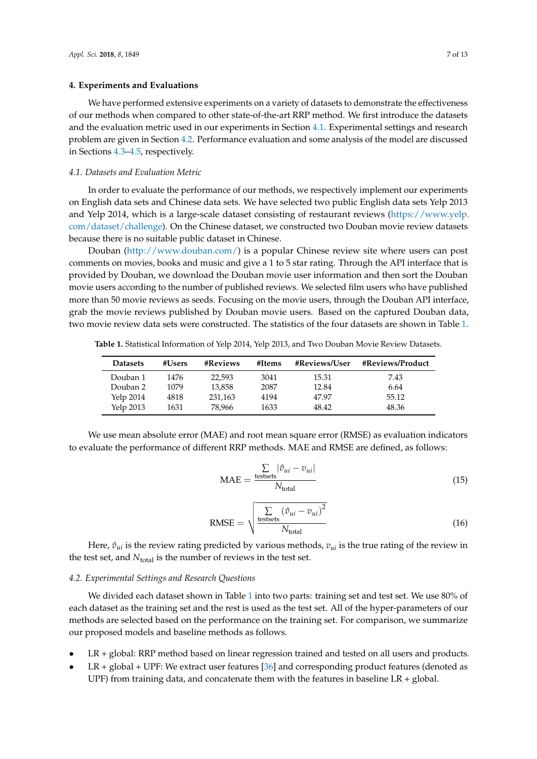## 4. Experiments and Evaluations

We have performed extensive experiments on a variety of datasets to demonstrate the effectiveness of our methods when compared to other state-of-the-art RRP method. We first introduce the datasets and the evaluation metric used in our experiments in Section 4.1. Experimental settings and research problem are given in Section 4.2. Performance evaluation and some analysis of the model are discussed in Sections 4.3–4.5, respectively.

### *4.1. Datasets and Evaluation Metric*

In order to evaluate the performance of our methods, we respectively implement our experiments on English data sets and Chinese data sets. We have selected two public English data sets Yelp 2013 and Yelp 2014, which is a large-scale dataset consisting of restaurant reviews (https://www.yelp.com/dataset/challenge). On the Chinese dataset, we constructed two Douban movie review datasets because there is no suitable public dataset in Chinese.

Douban (http://www.douban.com/) is a popular Chinese review site where users can post comments on movies, books and music and give a 1 to 5 star rating. Through the API interface that is provided by Douban, we download the Douban movie user information and then sort the Douban movie users according to the number of published reviews. We selected film users who have published more than 50 movie reviews as seeds. Focusing on the movie users, through the Douban API interface, grab the movie reviews published by Douban movie users. Based on the captured Douban data, two movie review data sets were constructed. The statistics of the four datasets are shown in Table 1.

**Table 1.** Statistical Information of Yelp 2014, Yelp 2013, and Two Douban Movie Review Datasets.

| Datasets | #Users | #Reviews | #Items | #Reviews/User | #Reviews/Product |
|---|---|---|---|---|---|
| Douban 1 | 1476 | 22,593 | 3041 | 15.31 | 7.43 |
| Douban 2 | 1079 | 13,858 | 2087 | 12.84 | 6.64 |
| Yelp 2014 | 4818 | 231,163 | 4194 | 47.97 | 55.12 |
| Yelp 2013 | 1631 | 78,966 | 1633 | 48.42 | 48.36 |

We use mean absolute error (MAE) and root mean square error (RMSE) as evaluation indicators to evaluate the performance of different RRP methods. MAE and RMSE are defined, as follows:

$$\mathrm{MAE} = \frac{\sum\limits_{\text{testsets}} |\hat{v}_{ui} - v_{ui}|}{N_{\text{total}}} \tag{15}$$

$$\mathrm{RMSE} = \sqrt{\frac{\sum\limits_{\text{testsets}} (\hat{v}_{ui} - v_{ui})^2}{N_{\text{total}}}} \tag{16}$$

Here, $\hat{v}_{ui}$ is the review rating predicted by various methods, $v_{ui}$ is the true rating of the review in the test set, and $N_{\text{total}}$ is the number of reviews in the test set.

### *4.2. Experimental Settings and Research Questions*

We divided each dataset shown in Table 1 into two parts: training set and test set. We use 80% of each dataset as the training set and the rest is used as the test set. All of the hyper-parameters of our methods are selected based on the performance on the training set. For comparison, we summarize our proposed models and baseline methods as follows.

- LR + global: RRP method based on linear regression trained and tested on all users and products.
- LR + global + UPF: We extract user features [36] and corresponding product features (denoted as UPF) from training data, and concatenate them with the features in baseline LR + global.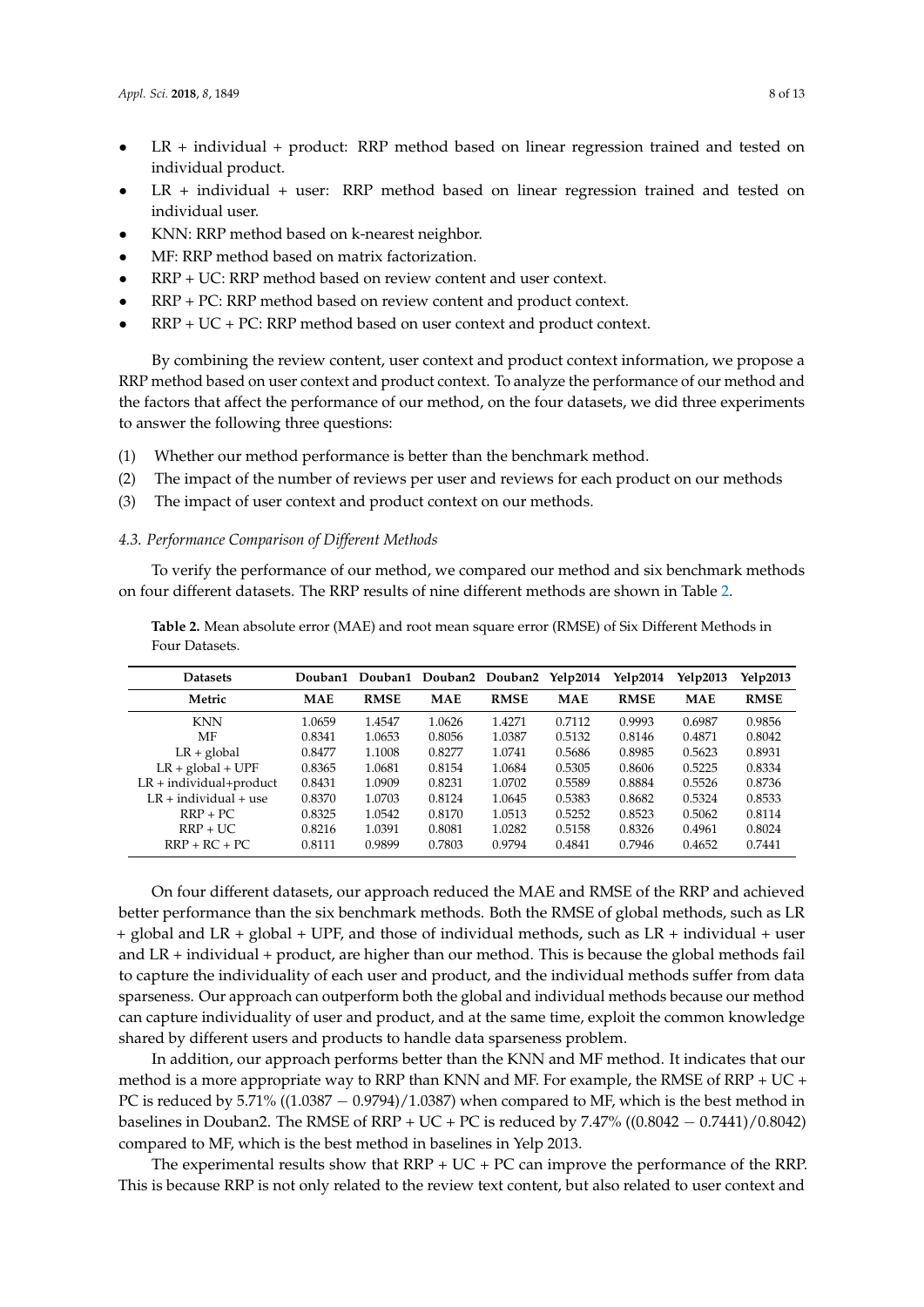- LR + individual + product: RRP method based on linear regression trained and tested on individual product.
- LR + individual + user: RRP method based on linear regression trained and tested on individual user.
- KNN: RRP method based on k-nearest neighbor.
- MF: RRP method based on matrix factorization.
- RRP + UC: RRP method based on review content and user context.
- RRP + PC: RRP method based on review content and product context.
- RRP + UC + PC: RRP method based on user context and product context.

By combining the review content, user context and product context information, we propose a RRP method based on user context and product context. To analyze the performance of our method and the factors that affect the performance of our method, on the four datasets, we did three experiments to answer the following three questions:

(1) Whether our method performance is better than the benchmark method.
(2) The impact of the number of reviews per user and reviews for each product on our methods
(3) The impact of user context and product context on our methods.

### *4.3. Performance Comparison of Different Methods*

To verify the performance of our method, we compared our method and six benchmark methods on four different datasets. The RRP results of nine different methods are shown in Table 2.

**Table 2.** Mean absolute error (MAE) and root mean square error (RMSE) of Six Different Methods in Four Datasets.

| Datasets | Douban1 | Douban1 | Douban2 | Douban2 | Yelp2014 | Yelp2014 | Yelp2013 | Yelp2013 |
|---|---|---|---|---|---|---|---|---|
| **Metric** | **MAE** | **RMSE** | **MAE** | **RMSE** | **MAE** | **RMSE** | **MAE** | **RMSE** |
| KNN | 1.0659 | 1.4547 | 1.0626 | 1.4271 | 0.7112 | 0.9993 | 0.6987 | 0.9856 |
| MF | 0.8341 | 1.0653 | 0.8056 | 1.0387 | 0.5132 | 0.8146 | 0.4871 | 0.8042 |
| LR + global | 0.8477 | 1.1008 | 0.8277 | 1.0741 | 0.5686 | 0.8985 | 0.5623 | 0.8931 |
| LR + global + UPF | 0.8365 | 1.0681 | 0.8154 | 1.0684 | 0.5305 | 0.8606 | 0.5225 | 0.8334 |
| LR + individual+product | 0.8431 | 1.0909 | 0.8231 | 1.0702 | 0.5589 | 0.8884 | 0.5526 | 0.8736 |
| LR + individual + use | 0.8370 | 1.0703 | 0.8124 | 1.0645 | 0.5383 | 0.8682 | 0.5324 | 0.8533 |
| RRP + PC | 0.8325 | 1.0542 | 0.8170 | 1.0513 | 0.5252 | 0.8523 | 0.5062 | 0.8114 |
| RRP + UC | 0.8216 | 1.0391 | 0.8081 | 1.0282 | 0.5158 | 0.8326 | 0.4961 | 0.8024 |
| RRP + RC + PC | 0.8111 | 0.9899 | 0.7803 | 0.9794 | 0.4841 | 0.7946 | 0.4652 | 0.7441 |

On four different datasets, our approach reduced the MAE and RMSE of the RRP and achieved better performance than the six benchmark methods. Both the RMSE of global methods, such as LR + global and LR + global + UPF, and those of individual methods, such as LR + individual + user and LR + individual + product, are higher than our method. This is because the global methods fail to capture the individuality of each user and product, and the individual methods suffer from data sparseness. Our approach can outperform both the global and individual methods because our method can capture individuality of user and product, and at the same time, exploit the common knowledge shared by different users and products to handle data sparseness problem.

In addition, our approach performs better than the KNN and MF method. It indicates that our method is a more appropriate way to RRP than KNN and MF. For example, the RMSE of RRP + UC + PC is reduced by 5.71% $((1.0387 - 0.9794)/1.0387)$ when compared to MF, which is the best method in baselines in Douban2. The RMSE of RRP + UC + PC is reduced by 7.47% $((0.8042 - 0.7441)/0.8042)$ compared to MF, which is the best method in baselines in Yelp 2013.

The experimental results show that RRP + UC + PC can improve the performance of the RRP. This is because RRP is not only related to the review text content, but also related to user context and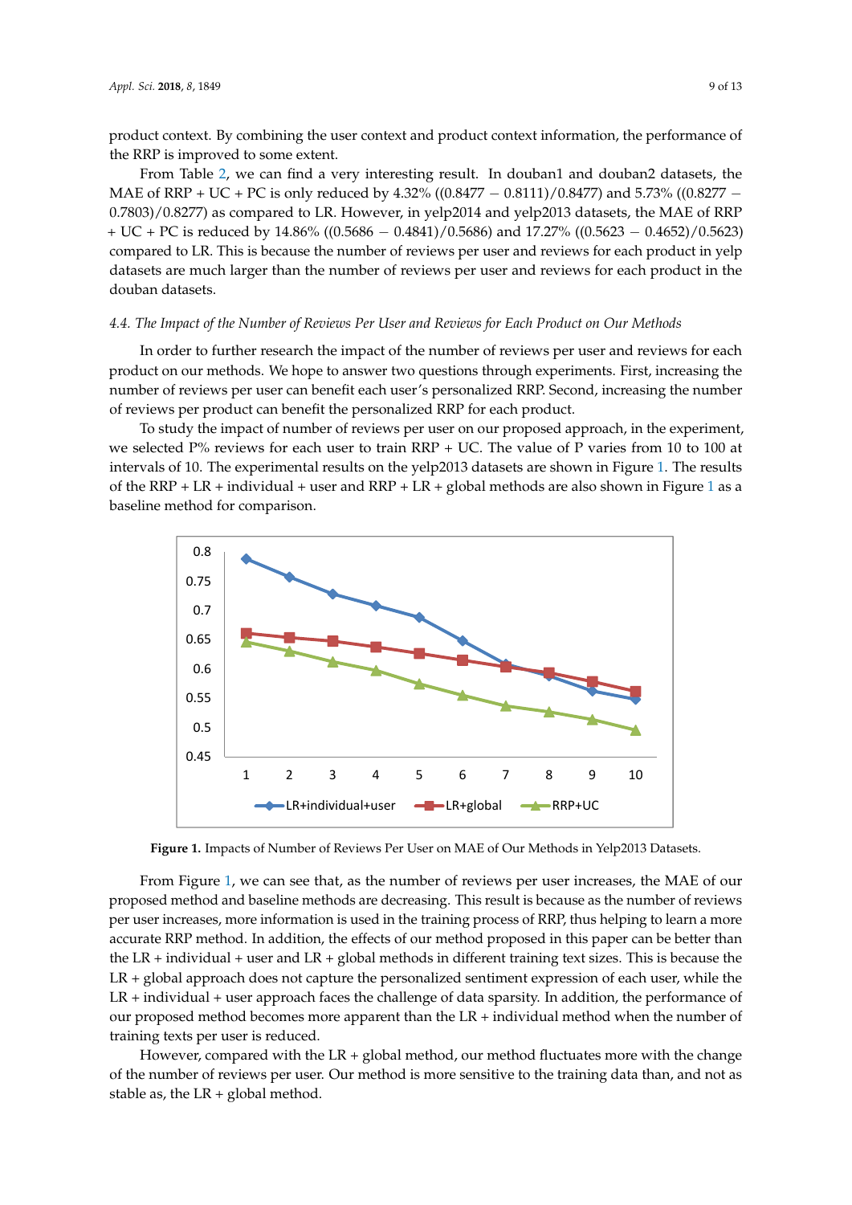product context. By combining the user context and product context information, the performance of the RRP is improved to some extent.

From Table 2, we can find a very interesting result. In douban1 and douban2 datasets, the MAE of RRP + UC + PC is only reduced by 4.32% ((0.8477 − 0.8111)/0.8477) and 5.73% ((0.8277 − 0.7803)/0.8277) as compared to LR. However, in yelp2014 and yelp2013 datasets, the MAE of RRP + UC + PC is reduced by 14.86% ((0.5686 − 0.4841)/0.5686) and 17.27% ((0.5623 − 0.4652)/0.5623) compared to LR. This is because the number of reviews per user and reviews for each product in yelp datasets are much larger than the number of reviews per user and reviews for each product in the douban datasets.

### *4.4. The Impact of the Number of Reviews Per User and Reviews for Each Product on Our Methods*

In order to further research the impact of the number of reviews per user and reviews for each product on our methods. We hope to answer two questions through experiments. First, increasing the number of reviews per user can benefit each user's personalized RRP. Second, increasing the number of reviews per product can benefit the personalized RRP for each product.

To study the impact of number of reviews per user on our proposed approach, in the experiment, we selected P% reviews for each user to train RRP + UC. The value of P varies from 10 to 100 at intervals of 10. The experimental results on the yelp2013 datasets are shown in Figure 1. The results of the RRP + LR + individual + user and RRP + LR + global methods are also shown in Figure 1 as a baseline method for comparison.

**Figure 1.** Impacts of Number of Reviews Per User on MAE of Our Methods in Yelp2013 Datasets.

From Figure 1, we can see that, as the number of reviews per user increases, the MAE of our proposed method and baseline methods are decreasing. This result is because as the number of reviews per user increases, more information is used in the training process of RRP, thus helping to learn a more accurate RRP method. In addition, the effects of our method proposed in this paper can be better than the LR + individual + user and LR + global methods in different training text sizes. This is because the LR + global approach does not capture the personalized sentiment expression of each user, while the LR + individual + user approach faces the challenge of data sparsity. In addition, the performance of our proposed method becomes more apparent than the LR + individual method when the number of training texts per user is reduced.

However, compared with the LR + global method, our method fluctuates more with the change of the number of reviews per user. Our method is more sensitive to the training data than, and not as stable as, the LR + global method.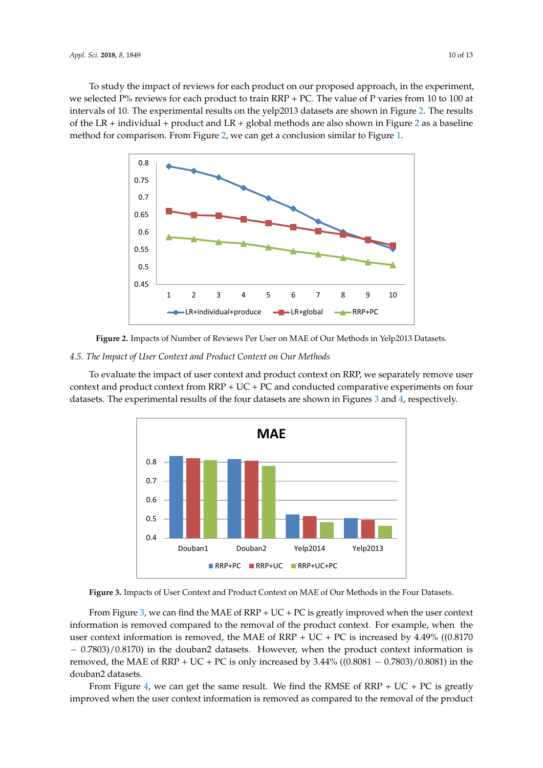To study the impact of reviews for each product on our proposed approach, in the experiment, we selected P% reviews for each product to train RRP + PC. The value of P varies from 10 to 100 at intervals of 10. The experimental results on the yelp2013 datasets are shown in Figure 2. The results of the LR + individual + product and LR + global methods are also shown in Figure 2 as a baseline method for comparison. From Figure 2, we can get a conclusion similar to Figure 1.

**Figure 2.** Impacts of Number of Reviews Per User on MAE of Our Methods in Yelp2013 Datasets.

### 4.5. The Impact of User Context and Product Context on Our Methods

To evaluate the impact of user context and product context on RRP, we separately remove user context and product context from RRP + UC + PC and conducted comparative experiments on four datasets. The experimental results of the four datasets are shown in Figures 3 and 4, respectively.

**Figure 3.** Impacts of User Context and Product Context on MAE of Our Methods in the Four Datasets.

From Figure 3, we can find the MAE of RRP + UC + PC is greatly improved when the user context information is removed compared to the removal of the product context. For example, when the user context information is removed, the MAE of RRP + UC + PC is increased by 4.49% ((0.8170 − 0.7803)/0.8170) in the douban2 datasets. However, when the product context information is removed, the MAE of RRP + UC + PC is only increased by 3.44% ((0.8081 − 0.7803)/0.8081) in the douban2 datasets.

From Figure 4, we can get the same result. We find the RMSE of RRP + UC + PC is greatly improved when the user context information is removed as compared to the removal of the product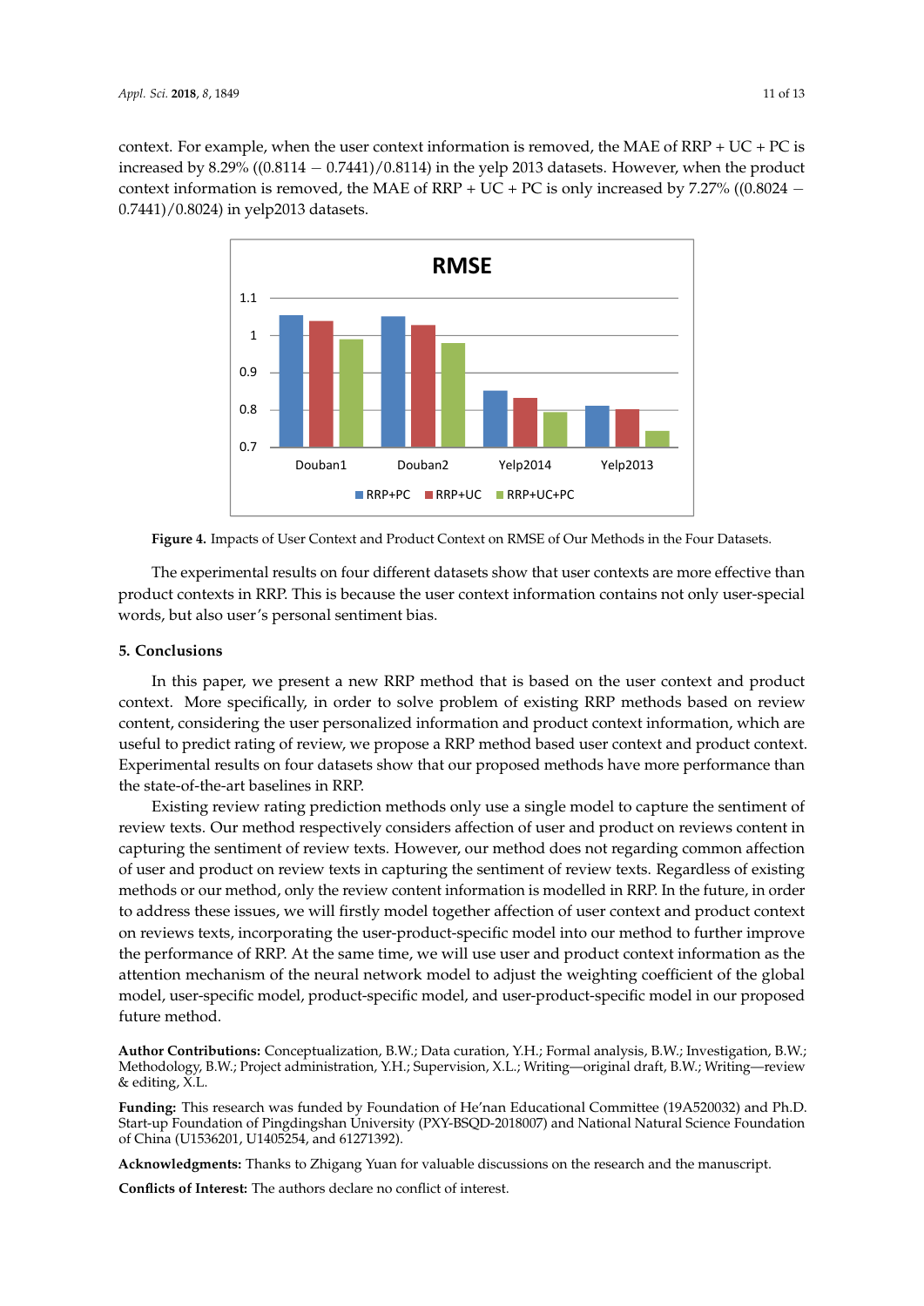context. For example, when the user context information is removed, the MAE of RRP + UC + PC is increased by 8.29% ((0.8114 − 0.7441)/0.8114) in the yelp 2013 datasets. However, when the product context information is removed, the MAE of RRP + UC + PC is only increased by 7.27% ((0.8024 − 0.7441)/0.8024) in yelp2013 datasets.

**Figure 4.** Impacts of User Context and Product Context on RMSE of Our Methods in the Four Datasets.

The experimental results on four different datasets show that user contexts are more effective than product contexts in RRP. This is because the user context information contains not only user-special words, but also user's personal sentiment bias.

## 5. Conclusions

In this paper, we present a new RRP method that is based on the user context and product context. More specifically, in order to solve problem of existing RRP methods based on review content, considering the user personalized information and product context information, which are useful to predict rating of review, we propose a RRP method based user context and product context. Experimental results on four datasets show that our proposed methods have more performance than the state-of-the-art baselines in RRP.

Existing review rating prediction methods only use a single model to capture the sentiment of review texts. Our method respectively considers affection of user and product on reviews content in capturing the sentiment of review texts. However, our method does not regarding common affection of user and product on review texts in capturing the sentiment of review texts. Regardless of existing methods or our method, only the review content information is modelled in RRP. In the future, in order to address these issues, we will firstly model together affection of user context and product context on reviews texts, incorporating the user-product-specific model into our method to further improve the performance of RRP. At the same time, we will use user and product context information as the attention mechanism of the neural network model to adjust the weighting coefficient of the global model, user-specific model, product-specific model, and user-product-specific model in our proposed future method.

**Author Contributions:** Conceptualization, B.W.; Data curation, Y.H.; Formal analysis, B.W.; Investigation, B.W.; Methodology, B.W.; Project administration, Y.H.; Supervision, X.L.; Writing—original draft, B.W.; Writing—review & editing, X.L.

**Funding:** This research was funded by Foundation of He'nan Educational Committee (19A520032) and Ph.D. Start-up Foundation of Pingdingshan University (PXY-BSQD-2018007) and National Natural Science Foundation of China (U1536201, U1405254, and 61271392).

**Acknowledgments:** Thanks to Zhigang Yuan for valuable discussions on the research and the manuscript.

**Conflicts of Interest:** The authors declare no conflict of interest.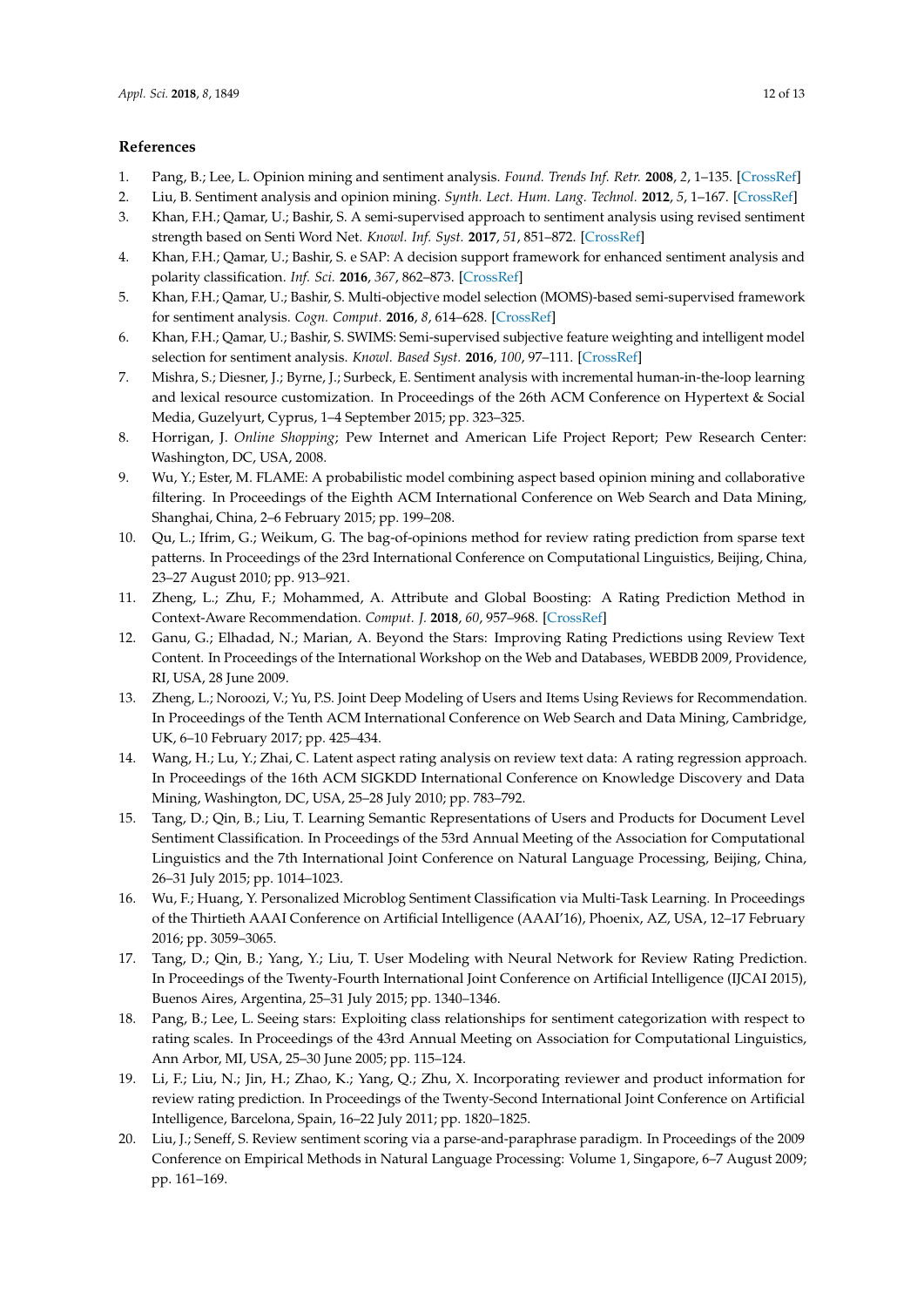## References

1. Pang, B.; Lee, L. Opinion mining and sentiment analysis. *Found. Trends Inf. Retr.* **2008**, *2*, 1–135. [CrossRef]
2. Liu, B. Sentiment analysis and opinion mining. *Synth. Lect. Hum. Lang. Technol.* **2012**, *5*, 1–167. [CrossRef]
3. Khan, F.H.; Qamar, U.; Bashir, S. A semi-supervised approach to sentiment analysis using revised sentiment strength based on Senti Word Net. *Knowl. Inf. Syst.* **2017**, *51*, 851–872. [CrossRef]
4. Khan, F.H.; Qamar, U.; Bashir, S. e SAP: A decision support framework for enhanced sentiment analysis and polarity classification. *Inf. Sci.* **2016**, *367*, 862–873. [CrossRef]
5. Khan, F.H.; Qamar, U.; Bashir, S. Multi-objective model selection (MOMS)-based semi-supervised framework for sentiment analysis. *Cogn. Comput.* **2016**, *8*, 614–628. [CrossRef]
6. Khan, F.H.; Qamar, U.; Bashir, S. SWIMS: Semi-supervised subjective feature weighting and intelligent model selection for sentiment analysis. *Knowl. Based Syst.* **2016**, *100*, 97–111. [CrossRef]
7. Mishra, S.; Diesner, J.; Byrne, J.; Surbeck, E. Sentiment analysis with incremental human-in-the-loop learning and lexical resource customization. In Proceedings of the 26th ACM Conference on Hypertext & Social Media, Guzelyurt, Cyprus, 1–4 September 2015; pp. 323–325.
8. Horrigan, J. *Online Shopping*; Pew Internet and American Life Project Report; Pew Research Center: Washington, DC, USA, 2008.
9. Wu, Y.; Ester, M. FLAME: A probabilistic model combining aspect based opinion mining and collaborative filtering. In Proceedings of the Eighth ACM International Conference on Web Search and Data Mining, Shanghai, China, 2–6 February 2015; pp. 199–208.
10. Qu, L.; Ifrim, G.; Weikum, G. The bag-of-opinions method for review rating prediction from sparse text patterns. In Proceedings of the 23rd International Conference on Computational Linguistics, Beijing, China, 23–27 August 2010; pp. 913–921.
11. Zheng, L.; Zhu, F.; Mohammed, A. Attribute and Global Boosting: A Rating Prediction Method in Context-Aware Recommendation. *Comput. J.* **2018**, *60*, 957–968. [CrossRef]
12. Ganu, G.; Elhadad, N.; Marian, A. Beyond the Stars: Improving Rating Predictions using Review Text Content. In Proceedings of the International Workshop on the Web and Databases, WEBDB 2009, Providence, RI, USA, 28 June 2009.
13. Zheng, L.; Noroozi, V.; Yu, P.S. Joint Deep Modeling of Users and Items Using Reviews for Recommendation. In Proceedings of the Tenth ACM International Conference on Web Search and Data Mining, Cambridge, UK, 6–10 February 2017; pp. 425–434.
14. Wang, H.; Lu, Y.; Zhai, C. Latent aspect rating analysis on review text data: A rating regression approach. In Proceedings of the 16th ACM SIGKDD International Conference on Knowledge Discovery and Data Mining, Washington, DC, USA, 25–28 July 2010; pp. 783–792.
15. Tang, D.; Qin, B.; Liu, T. Learning Semantic Representations of Users and Products for Document Level Sentiment Classification. In Proceedings of the 53rd Annual Meeting of the Association for Computational Linguistics and the 7th International Joint Conference on Natural Language Processing, Beijing, China, 26–31 July 2015; pp. 1014–1023.
16. Wu, F.; Huang, Y. Personalized Microblog Sentiment Classification via Multi-Task Learning. In Proceedings of the Thirtieth AAAI Conference on Artificial Intelligence (AAAI'16), Phoenix, AZ, USA, 12–17 February 2016; pp. 3059–3065.
17. Tang, D.; Qin, B.; Yang, Y.; Liu, T. User Modeling with Neural Network for Review Rating Prediction. In Proceedings of the Twenty-Fourth International Joint Conference on Artificial Intelligence (IJCAI 2015), Buenos Aires, Argentina, 25–31 July 2015; pp. 1340–1346.
18. Pang, B.; Lee, L. Seeing stars: Exploiting class relationships for sentiment categorization with respect to rating scales. In Proceedings of the 43rd Annual Meeting on Association for Computational Linguistics, Ann Arbor, MI, USA, 25–30 June 2005; pp. 115–124.
19. Li, F.; Liu, N.; Jin, H.; Zhao, K.; Yang, Q.; Zhu, X. Incorporating reviewer and product information for review rating prediction. In Proceedings of the Twenty-Second International Joint Conference on Artificial Intelligence, Barcelona, Spain, 16–22 July 2011; pp. 1820–1825.
20. Liu, J.; Seneff, S. Review sentiment scoring via a parse-and-paraphrase paradigm. In Proceedings of the 2009 Conference on Empirical Methods in Natural Language Processing: Volume 1, Singapore, 6–7 August 2009; pp. 161–169.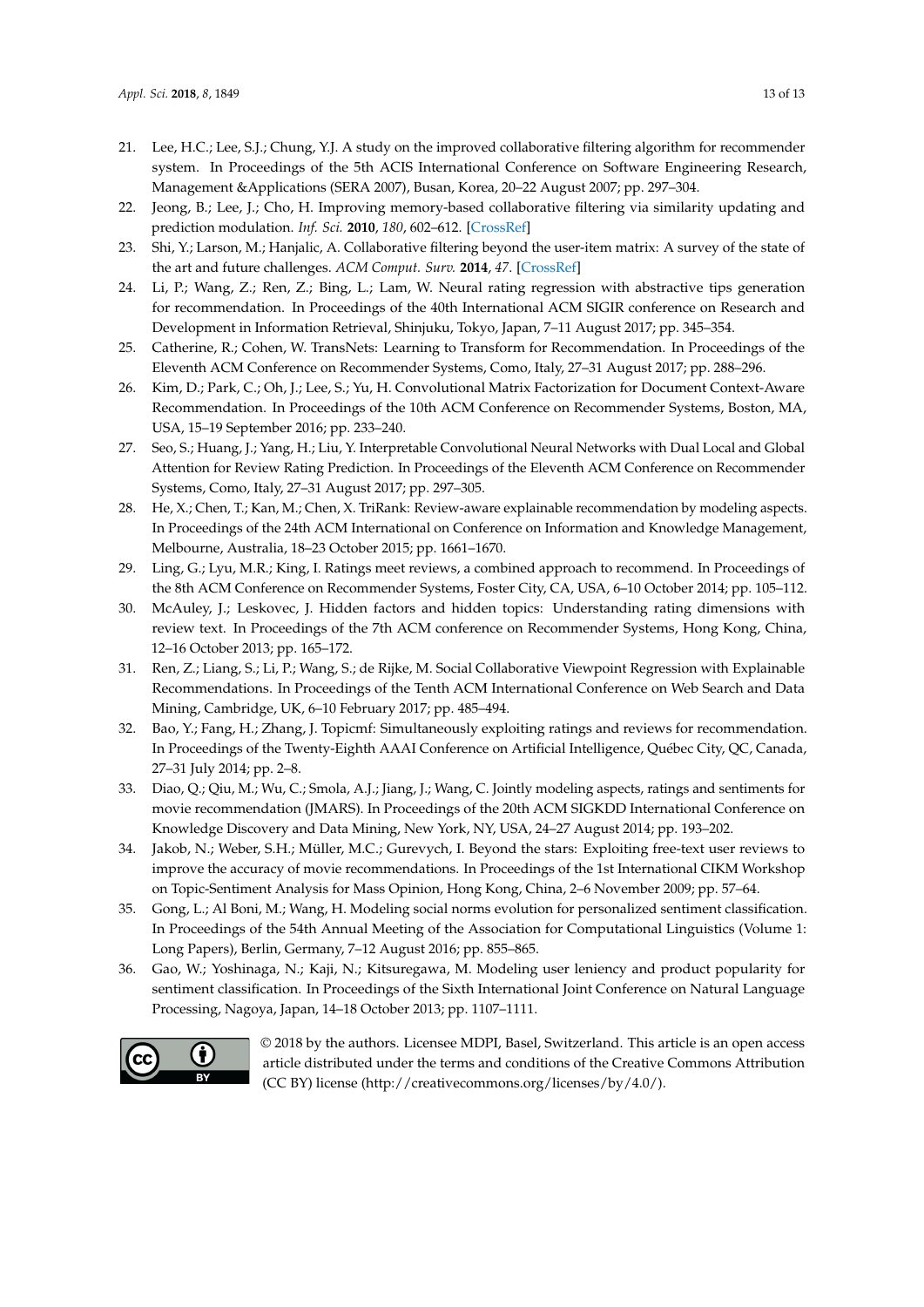21. Lee, H.C.; Lee, S.J.; Chung, Y.J. A study on the improved collaborative filtering algorithm for recommender system. In Proceedings of the 5th ACIS International Conference on Software Engineering Research, Management &Applications (SERA 2007), Busan, Korea, 20–22 August 2007; pp. 297–304.
22. Jeong, B.; Lee, J.; Cho, H. Improving memory-based collaborative filtering via similarity updating and prediction modulation. *Inf. Sci.* **2010**, *180*, 602–612. [CrossRef]
23. Shi, Y.; Larson, M.; Hanjalic, A. Collaborative filtering beyond the user-item matrix: A survey of the state of the art and future challenges. *ACM Comput. Surv.* **2014**, *47*. [CrossRef]
24. Li, P.; Wang, Z.; Ren, Z.; Bing, L.; Lam, W. Neural rating regression with abstractive tips generation for recommendation. In Proceedings of the 40th International ACM SIGIR conference on Research and Development in Information Retrieval, Shinjuku, Tokyo, Japan, 7–11 August 2017; pp. 345–354.
25. Catherine, R.; Cohen, W. TransNets: Learning to Transform for Recommendation. In Proceedings of the Eleventh ACM Conference on Recommender Systems, Como, Italy, 27–31 August 2017; pp. 288–296.
26. Kim, D.; Park, C.; Oh, J.; Lee, S.; Yu, H. Convolutional Matrix Factorization for Document Context-Aware Recommendation. In Proceedings of the 10th ACM Conference on Recommender Systems, Boston, MA, USA, 15–19 September 2016; pp. 233–240.
27. Seo, S.; Huang, J.; Yang, H.; Liu, Y. Interpretable Convolutional Neural Networks with Dual Local and Global Attention for Review Rating Prediction. In Proceedings of the Eleventh ACM Conference on Recommender Systems, Como, Italy, 27–31 August 2017; pp. 297–305.
28. He, X.; Chen, T.; Kan, M.; Chen, X. TriRank: Review-aware explainable recommendation by modeling aspects. In Proceedings of the 24th ACM International on Conference on Information and Knowledge Management, Melbourne, Australia, 18–23 October 2015; pp. 1661–1670.
29. Ling, G.; Lyu, M.R.; King, I. Ratings meet reviews, a combined approach to recommend. In Proceedings of the 8th ACM Conference on Recommender Systems, Foster City, CA, USA, 6–10 October 2014; pp. 105–112.
30. McAuley, J.; Leskovec, J. Hidden factors and hidden topics: Understanding rating dimensions with review text. In Proceedings of the 7th ACM conference on Recommender Systems, Hong Kong, China, 12–16 October 2013; pp. 165–172.
31. Ren, Z.; Liang, S.; Li, P.; Wang, S.; de Rijke, M. Social Collaborative Viewpoint Regression with Explainable Recommendations. In Proceedings of the Tenth ACM International Conference on Web Search and Data Mining, Cambridge, UK, 6–10 February 2017; pp. 485–494.
32. Bao, Y.; Fang, H.; Zhang, J. Topicmf: Simultaneously exploiting ratings and reviews for recommendation. In Proceedings of the Twenty-Eighth AAAI Conference on Artificial Intelligence, Québec City, QC, Canada, 27–31 July 2014; pp. 2–8.
33. Diao, Q.; Qiu, M.; Wu, C.; Smola, A.J.; Jiang, J.; Wang, C. Jointly modeling aspects, ratings and sentiments for movie recommendation (JMARS). In Proceedings of the 20th ACM SIGKDD International Conference on Knowledge Discovery and Data Mining, New York, NY, USA, 24–27 August 2014; pp. 193–202.
34. Jakob, N.; Weber, S.H.; Müller, M.C.; Gurevych, I. Beyond the stars: Exploiting free-text user reviews to improve the accuracy of movie recommendations. In Proceedings of the 1st International CIKM Workshop on Topic-Sentiment Analysis for Mass Opinion, Hong Kong, China, 2–6 November 2009; pp. 57–64.
35. Gong, L.; Al Boni, M.; Wang, H. Modeling social norms evolution for personalized sentiment classification. In Proceedings of the 54th Annual Meeting of the Association for Computational Linguistics (Volume 1: Long Papers), Berlin, Germany, 7–12 August 2016; pp. 855–865.
36. Gao, W.; Yoshinaga, N.; Kaji, N.; Kitsuregawa, M. Modeling user leniency and product popularity for sentiment classification. In Proceedings of the Sixth International Joint Conference on Natural Language Processing, Nagoya, Japan, 14–18 October 2013; pp. 1107–1111.

© 2018 by the authors. Licensee MDPI, Basel, Switzerland. This article is an open access article distributed under the terms and conditions of the Creative Commons Attribution (CC BY) license (http://creativecommons.org/licenses/by/4.0/).